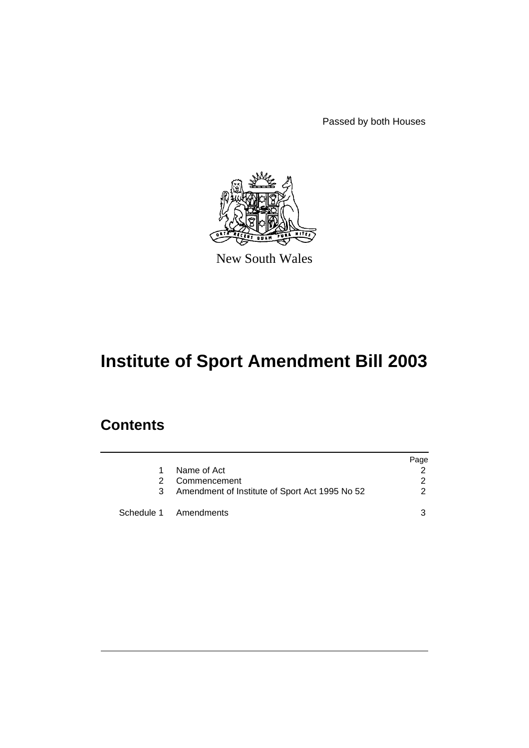Passed by both Houses

New South Wales

# Institute of Sport Amendment Bill 2003

## Contents

| | | Page |
|---|---|---|
| 1 | Name of Act | 2 |
| 2 | Commencement | 2 |
| 3 | Amendment of Institute of Sport Act 1995 No 52 | 2 |
| Schedule 1 | Amendments | 3 |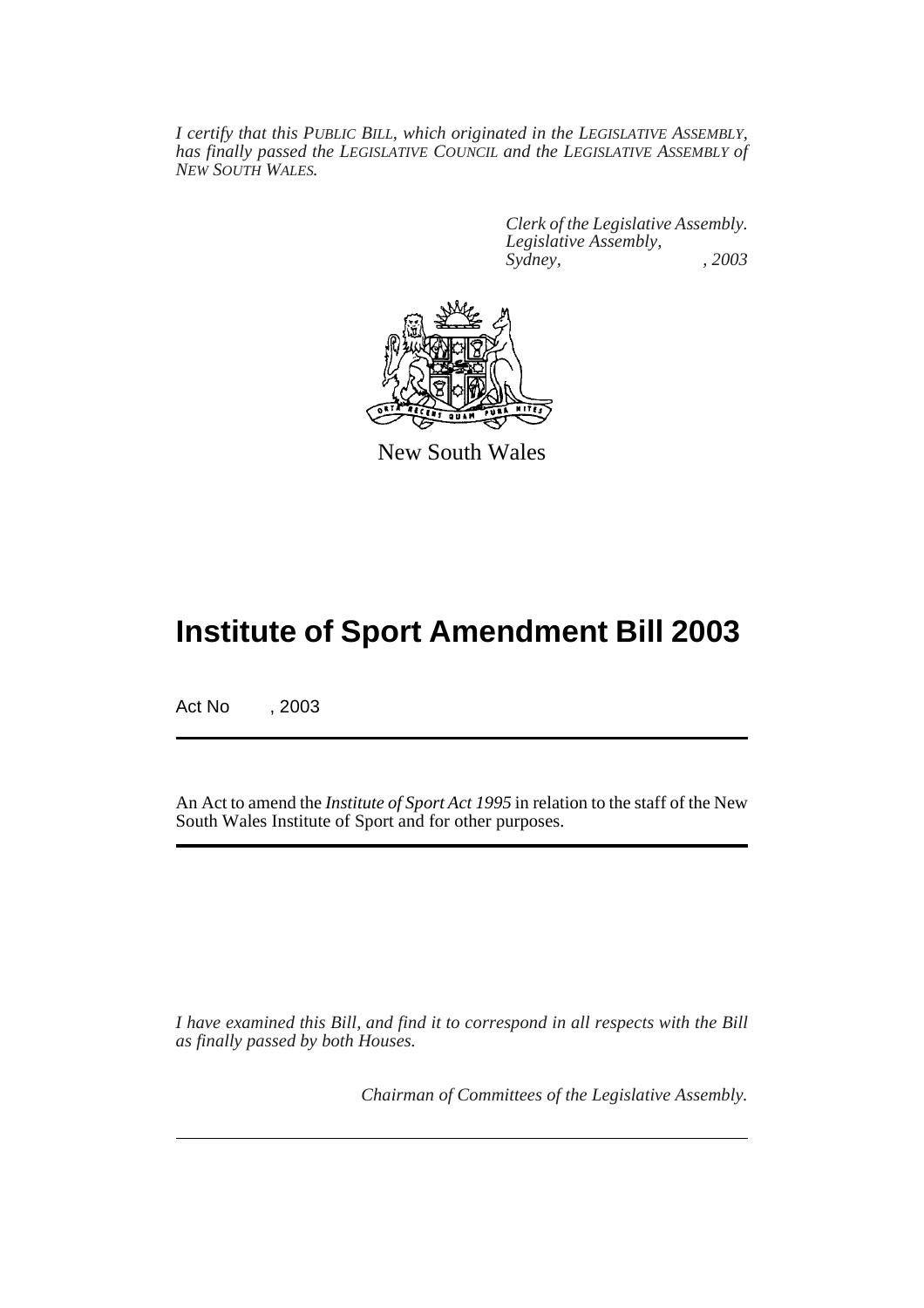*I certify that this PUBLIC BILL, which originated in the LEGISLATIVE ASSEMBLY, has finally passed the LEGISLATIVE COUNCIL and the LEGISLATIVE ASSEMBLY of NEW SOUTH WALES.*

*Clerk of the Legislative Assembly.*
*Legislative Assembly,*
*Sydney, , 2003*

New South Wales

# Institute of Sport Amendment Bill 2003

Act No , 2003

An Act to amend the *Institute of Sport Act 1995* in relation to the staff of the New South Wales Institute of Sport and for other purposes.

*I have examined this Bill, and find it to correspond in all respects with the Bill as finally passed by both Houses.*

*Chairman of Committees of the Legislative Assembly.*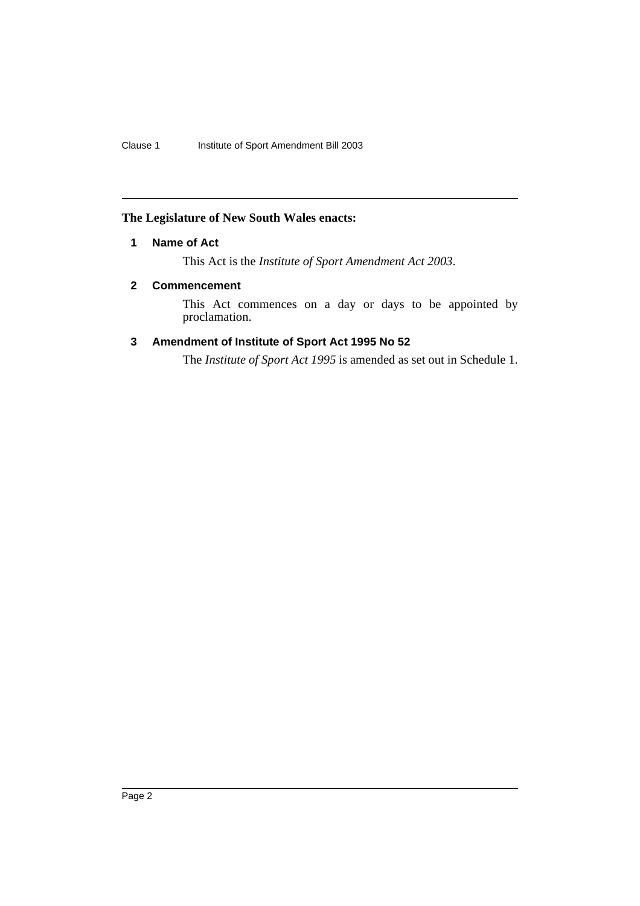**The Legislature of New South Wales enacts:**

### 1 Name of Act

This Act is the *Institute of Sport Amendment Act 2003*.

### 2 Commencement

This Act commences on a day or days to be appointed by proclamation.

### 3 Amendment of Institute of Sport Act 1995 No 52

The *Institute of Sport Act 1995* is amended as set out in Schedule 1.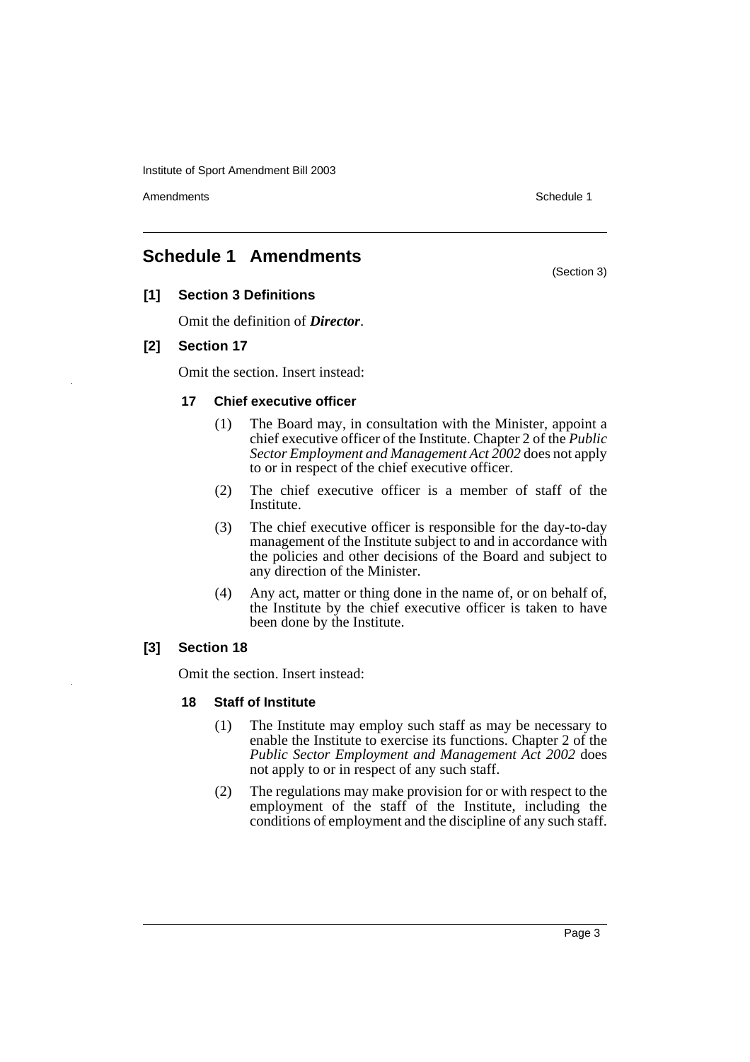## Schedule 1 Amendments

(Section 3)

### [1] Section 3 Definitions

Omit the definition of ***Director***.

### [2] Section 17

Omit the section. Insert instead:

#### 17 Chief executive officer

(1) The Board may, in consultation with the Minister, appoint a chief executive officer of the Institute. Chapter 2 of the *Public Sector Employment and Management Act 2002* does not apply to or in respect of the chief executive officer.

(2) The chief executive officer is a member of staff of the Institute.

(3) The chief executive officer is responsible for the day-to-day management of the Institute subject to and in accordance with the policies and other decisions of the Board and subject to any direction of the Minister.

(4) Any act, matter or thing done in the name of, or on behalf of, the Institute by the chief executive officer is taken to have been done by the Institute.

### [3] Section 18

Omit the section. Insert instead:

#### 18 Staff of Institute

(1) The Institute may employ such staff as may be necessary to enable the Institute to exercise its functions. Chapter 2 of the *Public Sector Employment and Management Act 2002* does not apply to or in respect of any such staff.

(2) The regulations may make provision for or with respect to the employment of the staff of the Institute, including the conditions of employment and the discipline of any such staff.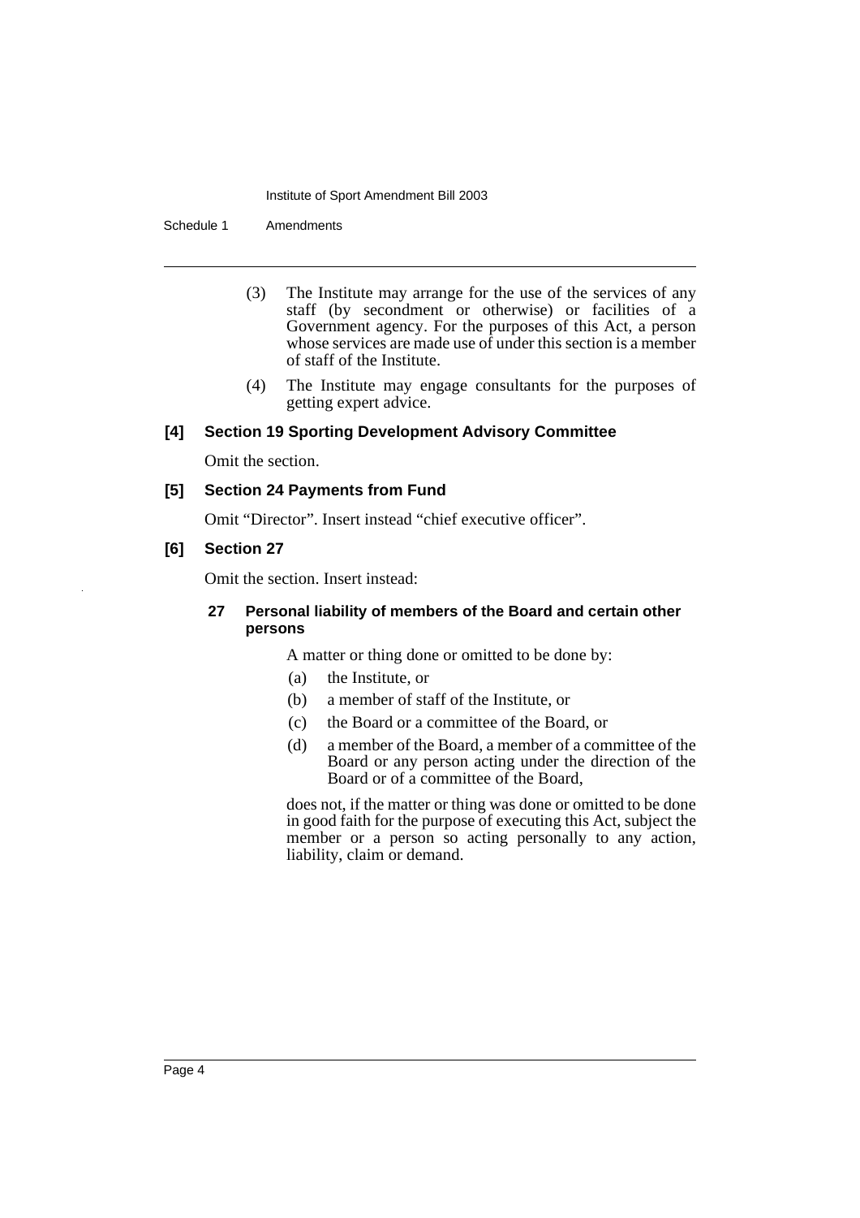(3) The Institute may arrange for the use of the services of any staff (by secondment or otherwise) or facilities of a Government agency. For the purposes of this Act, a person whose services are made use of under this section is a member of staff of the Institute.

(4) The Institute may engage consultants for the purposes of getting expert advice.

### [4] Section 19 Sporting Development Advisory Committee

Omit the section.

### [5] Section 24 Payments from Fund

Omit "Director". Insert instead "chief executive officer".

### [6] Section 27

Omit the section. Insert instead:

#### 27 Personal liability of members of the Board and certain other persons

A matter or thing done or omitted to be done by:

(a) the Institute, or

(b) a member of staff of the Institute, or

(c) the Board or a committee of the Board, or

(d) a member of the Board, a member of a committee of the Board or any person acting under the direction of the Board or of a committee of the Board,

does not, if the matter or thing was done or omitted to be done in good faith for the purpose of executing this Act, subject the member or a person so acting personally to any action, liability, claim or demand.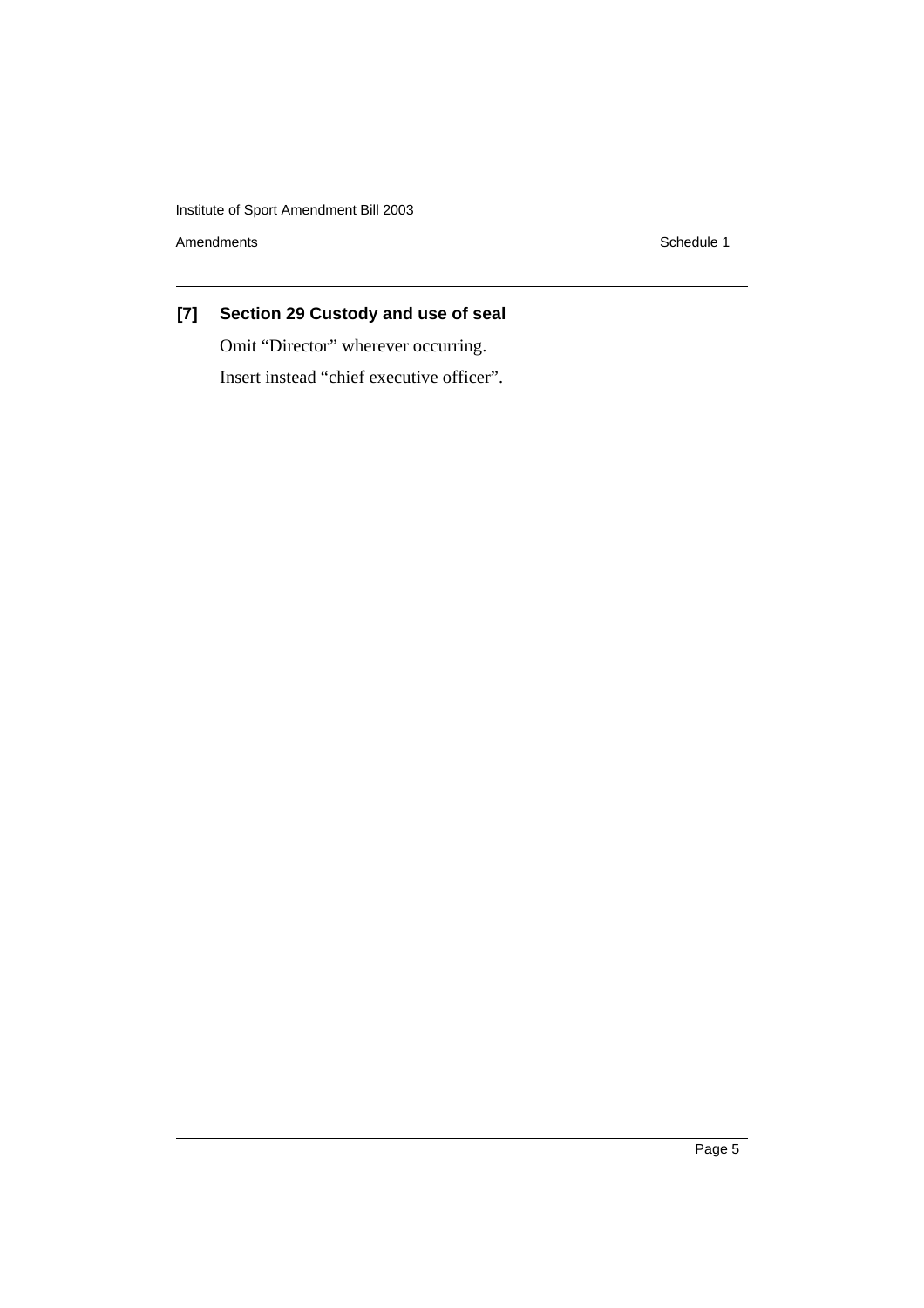### [7] Section 29 Custody and use of seal

Omit “Director” wherever occurring.

Insert instead “chief executive officer”.